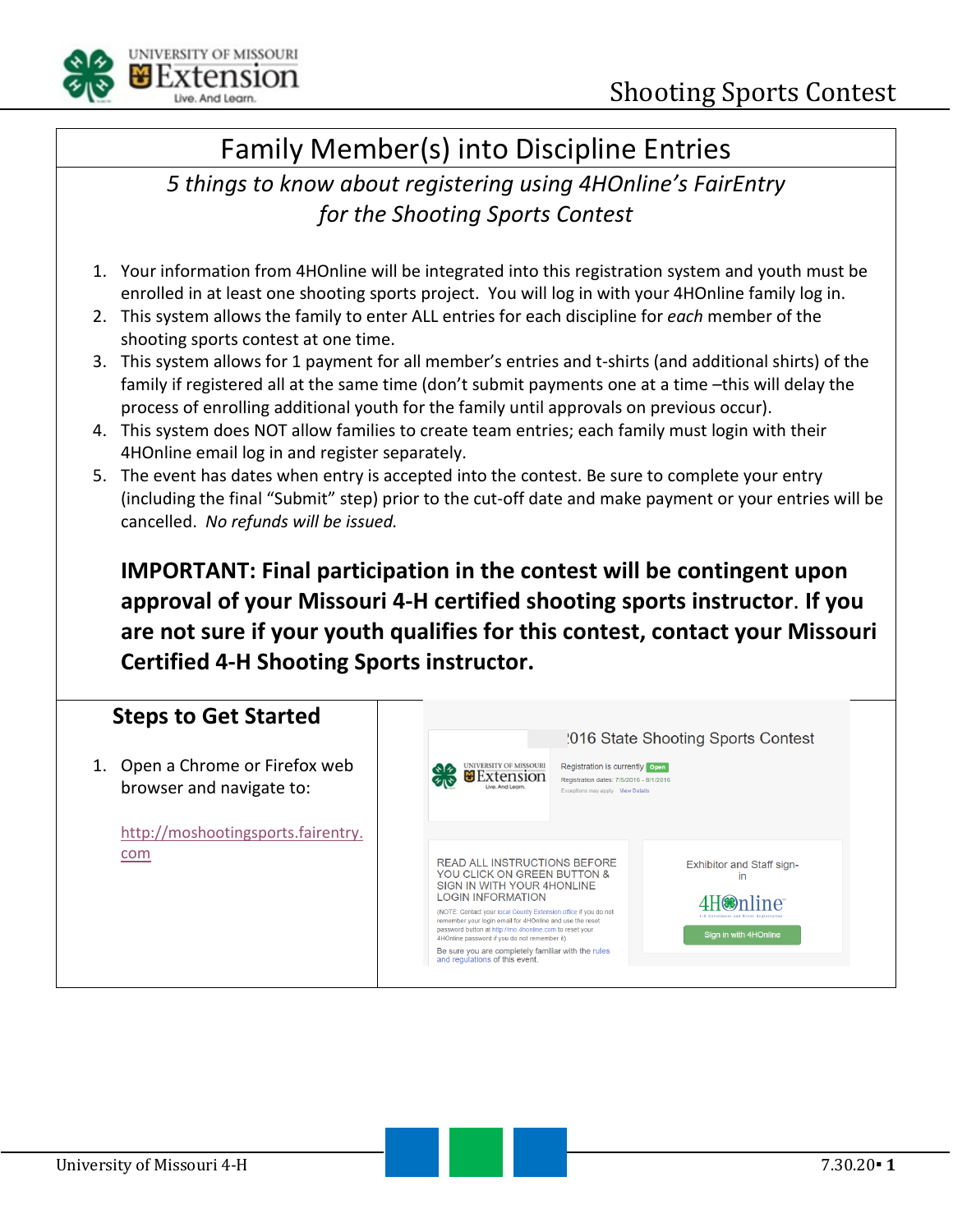# Family Member(s) into Discipline Entries

*5 things to know about registering using 4HOnline's FairEntry for the Shooting Sports Contest*

1. Your information from 4HOnline will be integrated into this registration system and youth must be enrolled in at least one shooting sports project. You will log in with your 4HOnline family log in.
2. This system allows the family to enter ALL entries for each discipline for *each* member of the shooting sports contest at one time.
3. This system allows for 1 payment for all member's entries and t-shirts (and additional shirts) of the family if registered all at the same time (don't submit payments one at a time –this will delay the process of enrolling additional youth for the family until approvals on previous occur).
4. This system does NOT allow families to create team entries; each family must login with their 4HOnline email log in and register separately.
5. The event has dates when entry is accepted into the contest. Be sure to complete your entry (including the final "Submit" step) prior to the cut-off date and make payment or your entries will be cancelled. *No refunds will be issued.*

**IMPORTANT: Final participation in the contest will be contingent upon approval of your Missouri 4-H certified shooting sports instructor. If you are not sure if your youth qualifies for this contest, contact your Missouri Certified 4-H Shooting Sports instructor.**

## Steps to Get Started

1. Open a Chrome or Firefox web browser and navigate to:

   http://moshootingsports.fairentry.com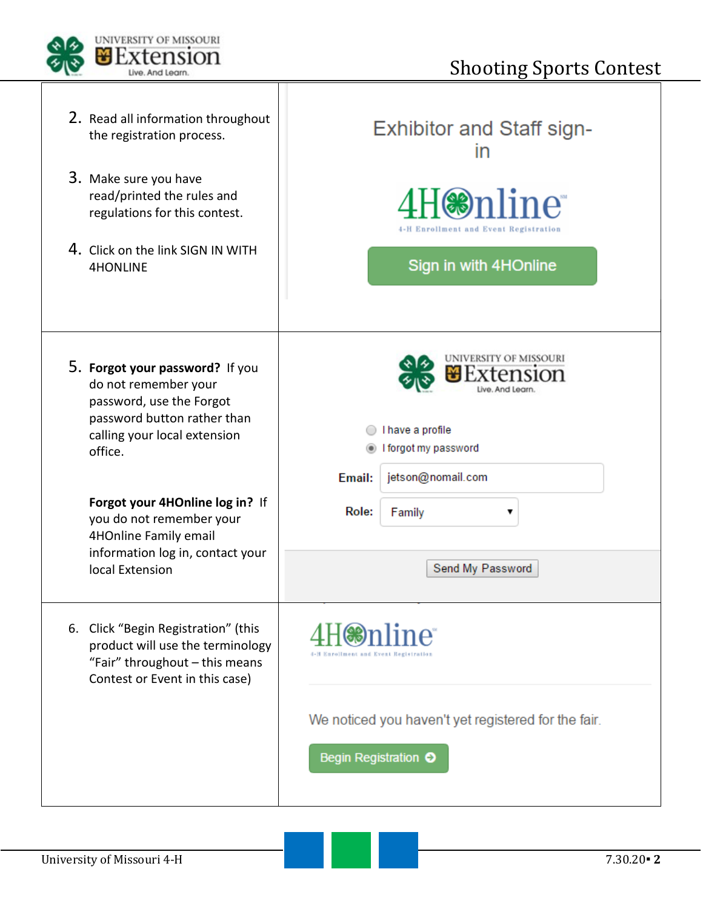2. Read all information throughout the registration process.

3. Make sure you have read/printed the rules and regulations for this contest.

4. Click on the link SIGN IN WITH 4HONLINE

Exhibitor and Staff sign-in

4HOnline

4-H Enrollment and Event Registration

Sign in with 4HOnline

5. **Forgot your password?** If you do not remember your password, use the Forgot password button rather than calling your local extension office.

   **Forgot your 4HOnline log in?** If you do not remember your 4HOnline Family email information log in, contact your local Extension

University of Missouri Extension

Live. And Learn.

I have a profile

I forgot my password

**Email:** jetson@nomail.com

**Role:** Family

Send My Password

6. Click "Begin Registration" (this product will use the terminology "Fair" throughout – this means Contest or Event in this case)

4HOnline

4-H Enrollment and Event Registration

We noticed you haven't yet registered for the fair.

Begin Registration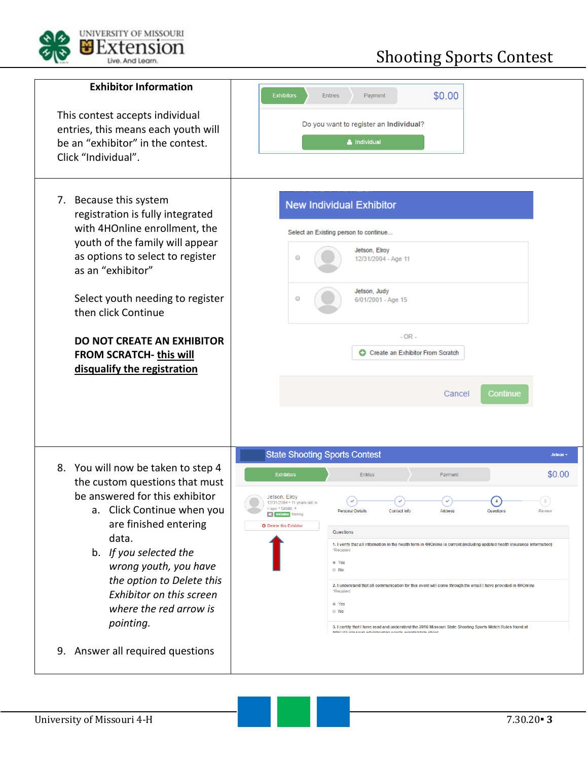**Exhibitor Information**

This contest accepts individual entries, this means each youth will be an "exhibitor" in the contest. Click "Individual".

7. Because this system registration is fully integrated with 4HOnline enrollment, the youth of the family will appear as options to select to register as an "exhibitor"

   Select youth needing to register then click Continue

   **DO NOT CREATE AN EXHIBITOR FROM SCRATCH- <u>this will disqualify the registration</u>**

8. You will now be taken to step 4 the custom questions that must be answered for this exhibitor
   a. Click Continue when you are finished entering data.
   b. *If you selected the wrong youth, you have the option to Delete this Exhibitor on this screen where the red arrow is pointing.*

9. Answer all required questions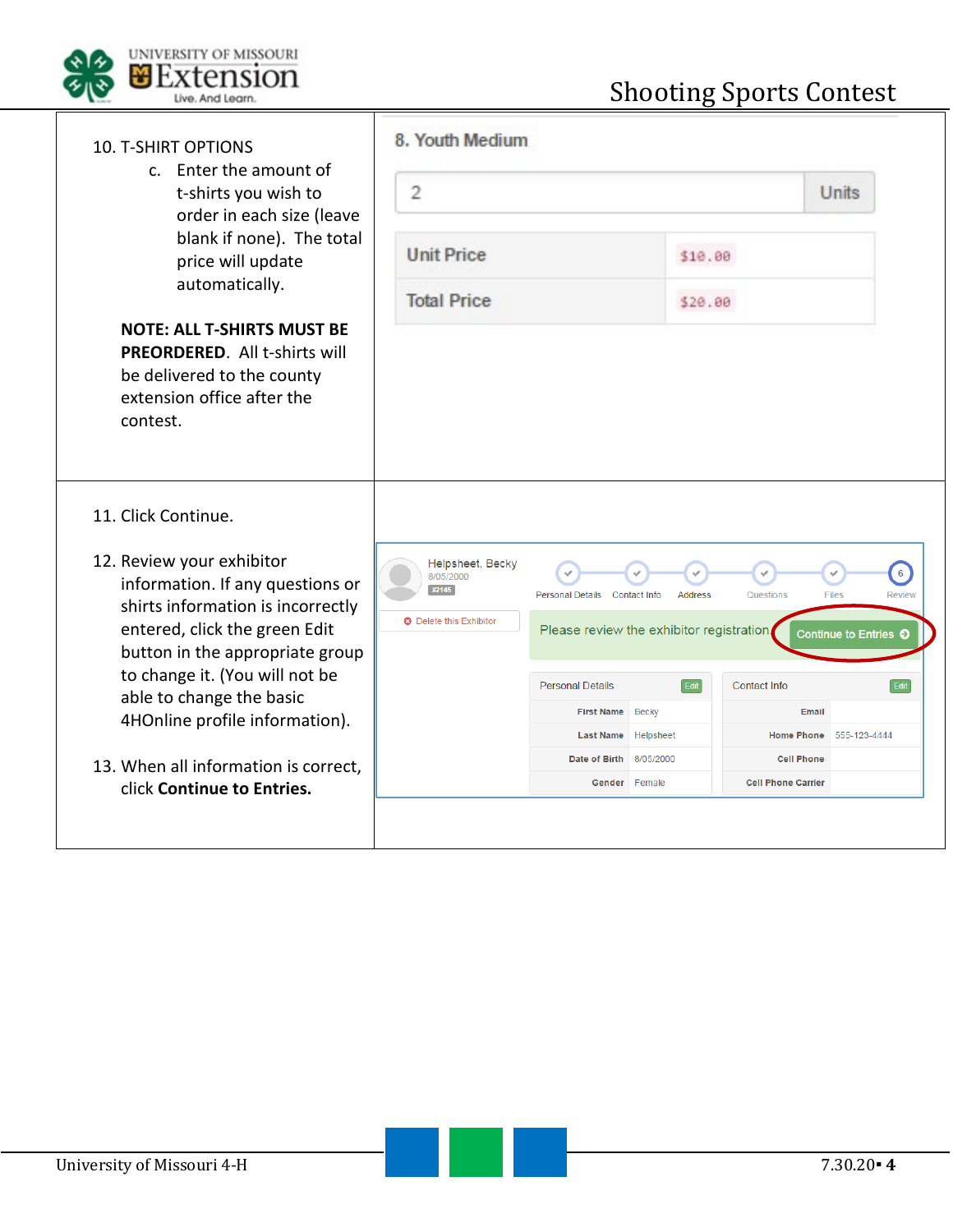10. T-SHIRT OPTIONS
    c. Enter the amount of t-shirts you wish to order in each size (leave blank if none). The total price will update automatically.

**NOTE: ALL T-SHIRTS MUST BE PREORDERED**. All t-shirts will be delivered to the county extension office after the contest.

8. Youth Medium

| 2 | Units |
|---|---|

| Unit Price | $10.00 |
|---|---|
| Total Price | $20.00 |

11. Click Continue.

12. Review your exhibitor information. If any questions or shirts information is incorrectly entered, click the green Edit button in the appropriate group to change it. (You will not be able to change the basic 4HOnline profile information).

13. When all information is correct, click **Continue to Entries.**

Helpsheet, Becky
8/05/2000
#2145

Delete this Exhibitor

Personal Details · Contact Info · Address · Questions · Files · 6 Review

Please review the exhibitor registration | Continue to Entries

| Personal Details | Edit |
|---|---|
| First Name | Becky |
| Last Name | Helpsheet |
| Date of Birth | 8/05/2000 |
| Gender | Female |

| Contact Info | Edit |
|---|---|
| Email | |
| Home Phone | 555-123-4444 |
| Cell Phone | |
| Cell Phone Carrier | |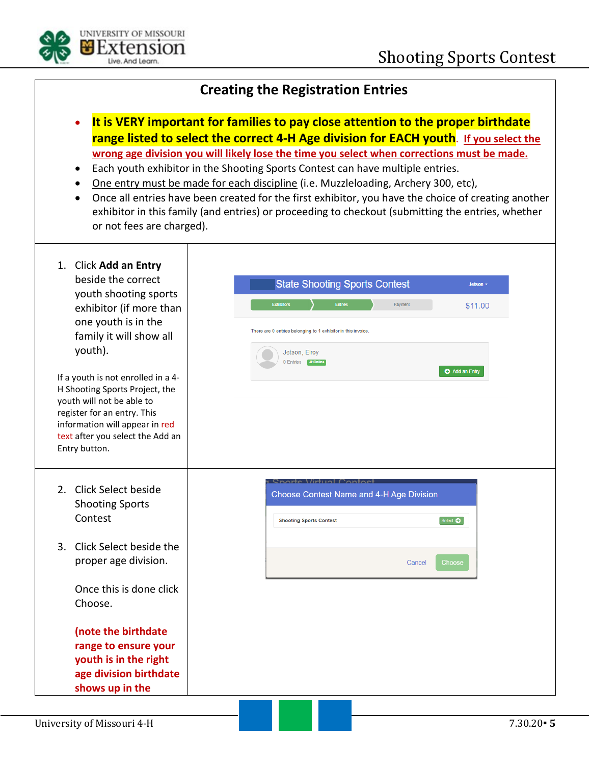## Creating the Registration Entries

- **It is VERY important for families to pay close attention to the proper birthdate range listed to select the correct 4-H Age division for EACH youth**. **If you select the wrong age division you will likely lose the time you select when corrections must be made.**
- Each youth exhibitor in the Shooting Sports Contest can have multiple entries.
- One entry must be made for each discipline (i.e. Muzzleloading, Archery 300, etc),
- Once all entries have been created for the first exhibitor, you have the choice of creating another exhibitor in this family (and entries) or proceeding to checkout (submitting the entries, whether or not fees are charged).

1. Click **Add an Entry** beside the correct youth shooting sports exhibitor (if more than one youth is in the family it will show all youth).

If a youth is not enrolled in a 4-H Shooting Sports Project, the youth will not be able to register for an entry. This information will appear in red text after you select the Add an Entry button.

2. Click Select beside Shooting Sports Contest

3. Click Select beside the proper age division.

   Once this is done click Choose.

   **(note the birthdate range to ensure your youth is in the right age division birthdate shows up in the**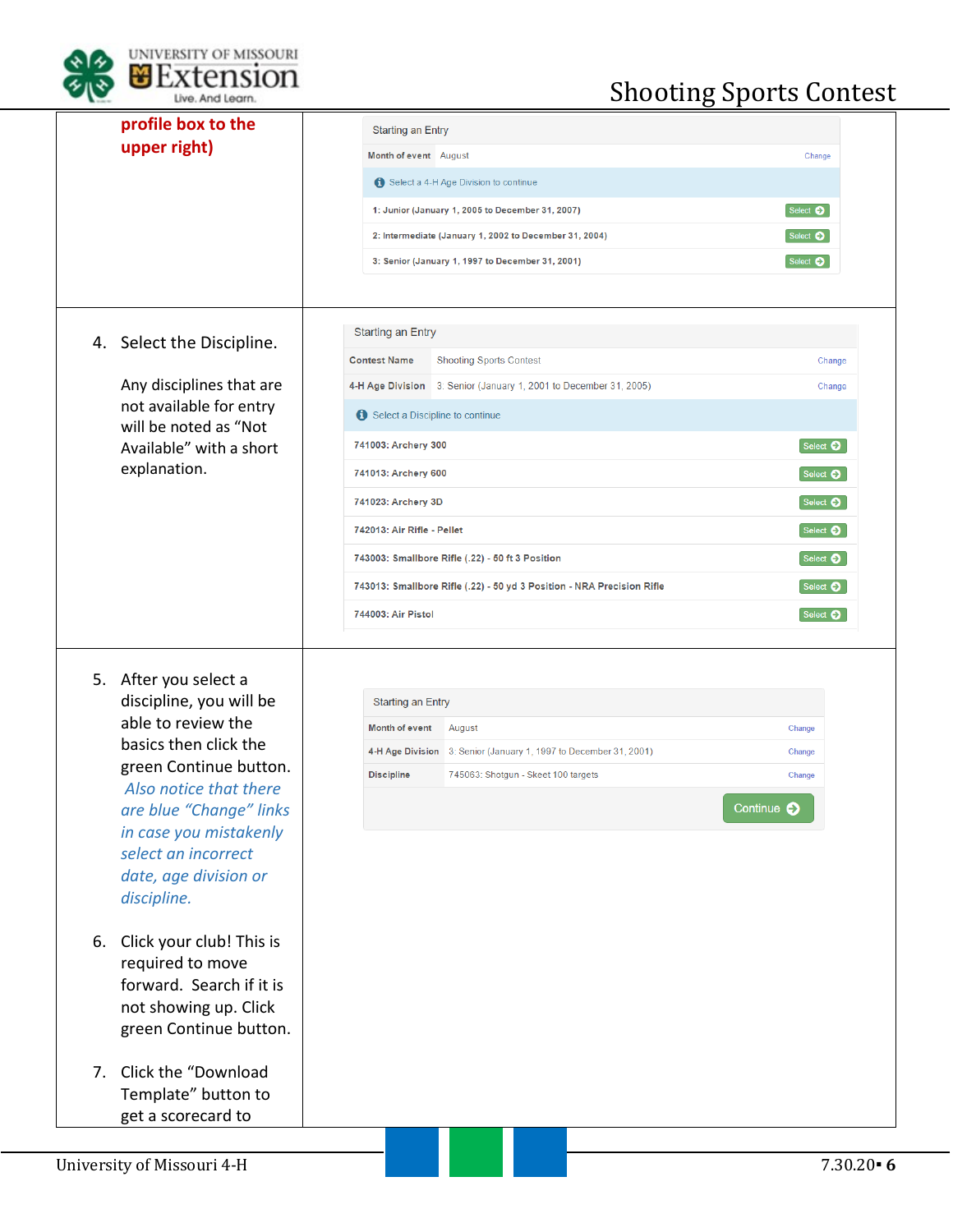**profile box to the upper right)**

| | |
|---|---|
| | Starting an Entry<br>Month of event: August (Change)<br>Select a 4-H Age Division to continue<br>1: Junior (January 1, 2005 to December 31, 2007) Select<br>2: Intermediate (January 1, 2002 to December 31, 2004) Select<br>3: Senior (January 1, 1997 to December 31, 2001) Select |
| 4. Select the Discipline.<br><br>Any disciplines that are not available for entry will be noted as "Not Available" with a short explanation. | Starting an Entry<br>Contest Name: Shooting Sports Contest (Change)<br>4-H Age Division: 3: Senior (January 1, 2001 to December 31, 2005) (Change)<br>Select a Discipline to continue<br>741003: Archery 300 Select<br>741013: Archery 600 Select<br>741023: Archery 3D Select<br>742013: Air Rifle - Pellet Select<br>743003: Smallbore Rifle (.22) - 50 ft 3 Position Select<br>743013: Smallbore Rifle (.22) - 50 yd 3 Position - NRA Precision Rifle Select<br>744003: Air Pistol Select |
| 5. After you select a discipline, you will be able to review the basics then click the green Continue button. *Also notice that there are blue "Change" links in case you mistakenly select an incorrect date, age division or discipline.*<br><br>6. Click your club! This is required to move forward. Search if it is not showing up. Click green Continue button.<br><br>7. Click the "Download Template" button to get a scorecard to | Starting an Entry<br>Month of event: August (Change)<br>4-H Age Division: 3: Senior (January 1, 1997 to December 31, 2001) (Change)<br>Discipline: 745063: Shotgun - Skeet 100 targets (Change)<br>Continue |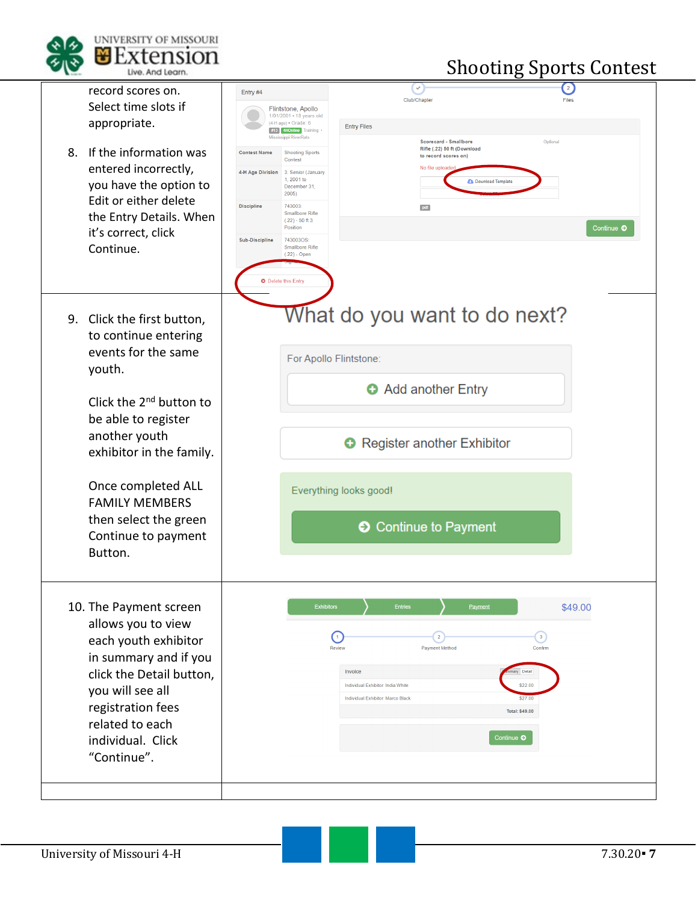record scores on. Select time slots if appropriate.

8. If the information was entered incorrectly, you have the option to Edit or either delete the Entry Details. When it's correct, click Continue.

9. Click the first button, to continue entering events for the same youth.

   Click the 2nd button to be able to register another youth exhibitor in the family.

   Once completed ALL FAMILY MEMBERS then select the green Continue to payment Button.

10. The Payment screen allows you to view each youth exhibitor in summary and if you click the Detail button, you will see all registration fees related to each individual. Click "Continue".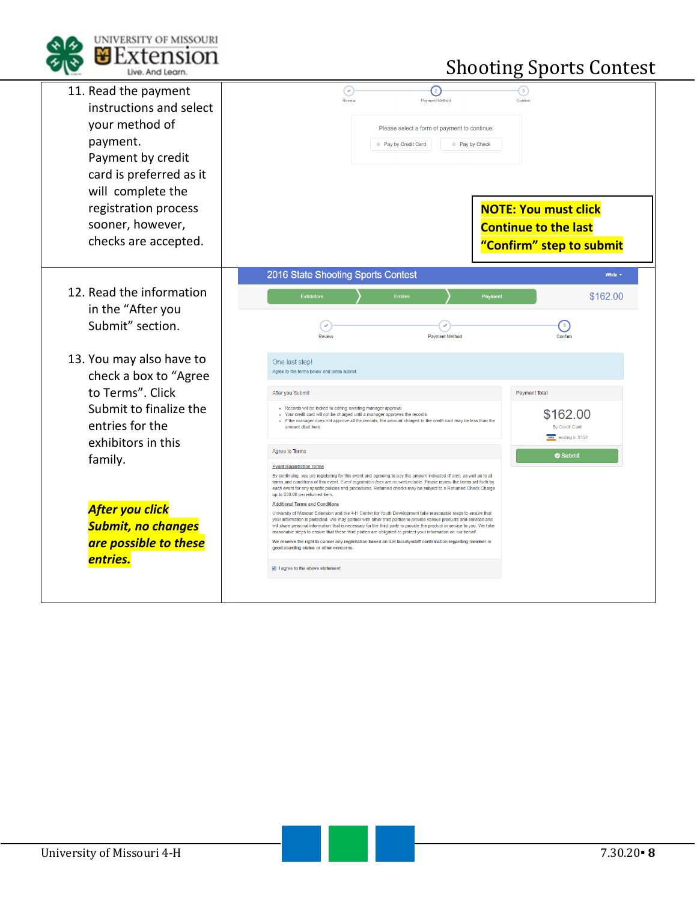11. Read the payment instructions and select your method of payment. Payment by credit card is preferred as it will complete the registration process sooner, however, checks are accepted.

Review | Payment Method | Confirm

Please select a form of payment to continue.

Pay by Credit Card | Pay by Check

**NOTE: You must click Continue to the last "Confirm" step to submit**

12. Read the information in the "After you Submit" section.

13. You may also have to check a box to "Agree to Terms". Click Submit to finalize the entries for the exhibitors in this family.

***After you click Submit, no changes are possible to these entries.***

2016 State Shooting Sports Contest

Exhibitors | Entries | Payment | $162.00

Review | Payment Method | Confirm

One last step!
Agree to the terms below and press submit.

After you Submit

- Records will be locked to editing awaiting manager approval
- Your credit card will not be charged until a manager approves the records
- If the manager does not approve all the records, the amount charged to the credit card may be less than the amount cited here.

Payment Total

$162.00
By Credit Card
ending in 5154

Submit

Agree to Terms

Event Registration Terms

By continuing, you are registering for this event and agreeing to pay the amount indicated (if any), as well as to all terms and conditions of this event. *Event registration fees are non-refundable.* Please review the terms set forth by each event for any specific policies and procedures. Returned checks may be subject to a Returned Check Charge up to $30.00 per returned item.

Additional Terms and Conditions

University of Missouri Extension and the 4-H Center for Youth Development take reasonable steps to ensure that your information is protected. We may partner with other third parties to provide various products and services and will share personal information that is necessary for the third party to provide the product or service to you. We take reasonable steps to ensure that these third parties are obligated to protect your information on our behalf.

We reserve the right to cancel any registration based on 4-H faculty/staff confirmation regarding member in good standing status or other concerns.

☑ I agree to the above statement